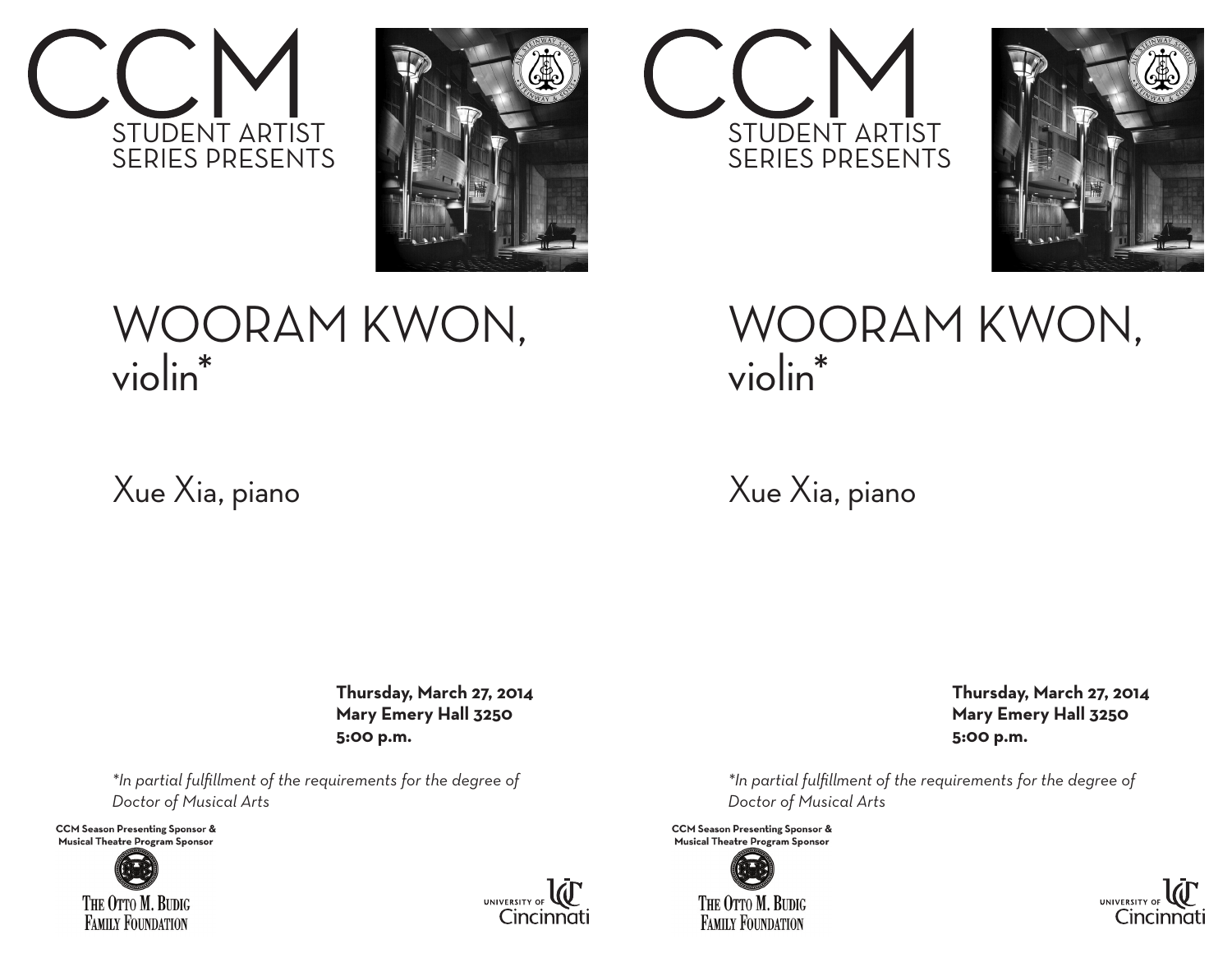# CCM

STUDENT ARTIST SERIES PRESENTS

# WOORAM KWON, violin*

Xue Xia, piano

**Thursday, March 27, 2014**
**Mary Emery Hall 3250**
**5:00 p.m.**

*\*In partial fulfillment of the requirements for the degree of Doctor of Musical Arts*

**CCM Season Presenting Sponsor & Musical Theatre Program Sponsor**

THE OTTO M. BUDIG FAMILY FOUNDATION

UNIVERSITY OF Cincinnati

# CCM

STUDENT ARTIST SERIES PRESENTS

# WOORAM KWON, violin*

Xue Xia, piano

**Thursday, March 27, 2014**
**Mary Emery Hall 3250**
**5:00 p.m.**

*\*In partial fulfillment of the requirements for the degree of Doctor of Musical Arts*

**CCM Season Presenting Sponsor & Musical Theatre Program Sponsor**

THE OTTO M. BUDIG FAMILY FOUNDATION

UNIVERSITY OF Cincinnati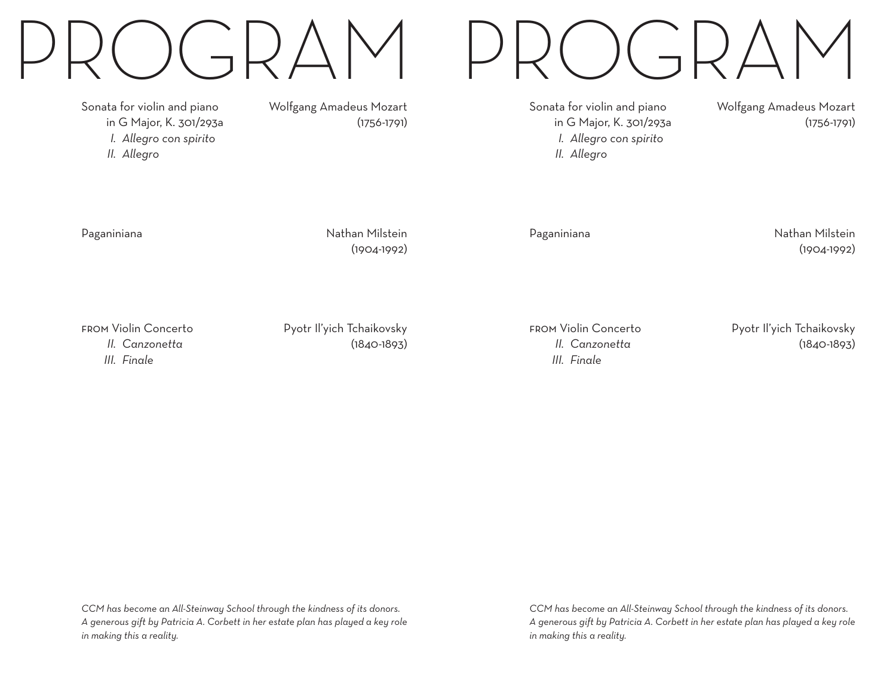# PROGRAM

Sonata for violin and piano
in G Major, K. 301/293a
*I. Allegro con spirito*
*II. Allegro*

Wolfgang Amadeus Mozart
(1756-1791)

Paganiniana

Nathan Milstein
(1904-1992)

FROM Violin Concerto
*II. Canzonetta*
*III. Finale*

Pyotr Il'yich Tchaikovsky
(1840-1893)

*CCM has become an All-Steinway School through the kindness of its donors. A generous gift by Patricia A. Corbett in her estate plan has played a key role in making this a reality.*

# PROGRAM

Sonata for violin and piano
in G Major, K. 301/293a
*I. Allegro con spirito*
*II. Allegro*

Wolfgang Amadeus Mozart
(1756-1791)

Paganiniana

Nathan Milstein
(1904-1992)

FROM Violin Concerto
*II. Canzonetta*
*III. Finale*

Pyotr Il'yich Tchaikovsky
(1840-1893)

*CCM has become an All-Steinway School through the kindness of its donors. A generous gift by Patricia A. Corbett in her estate plan has played a key role in making this a reality.*